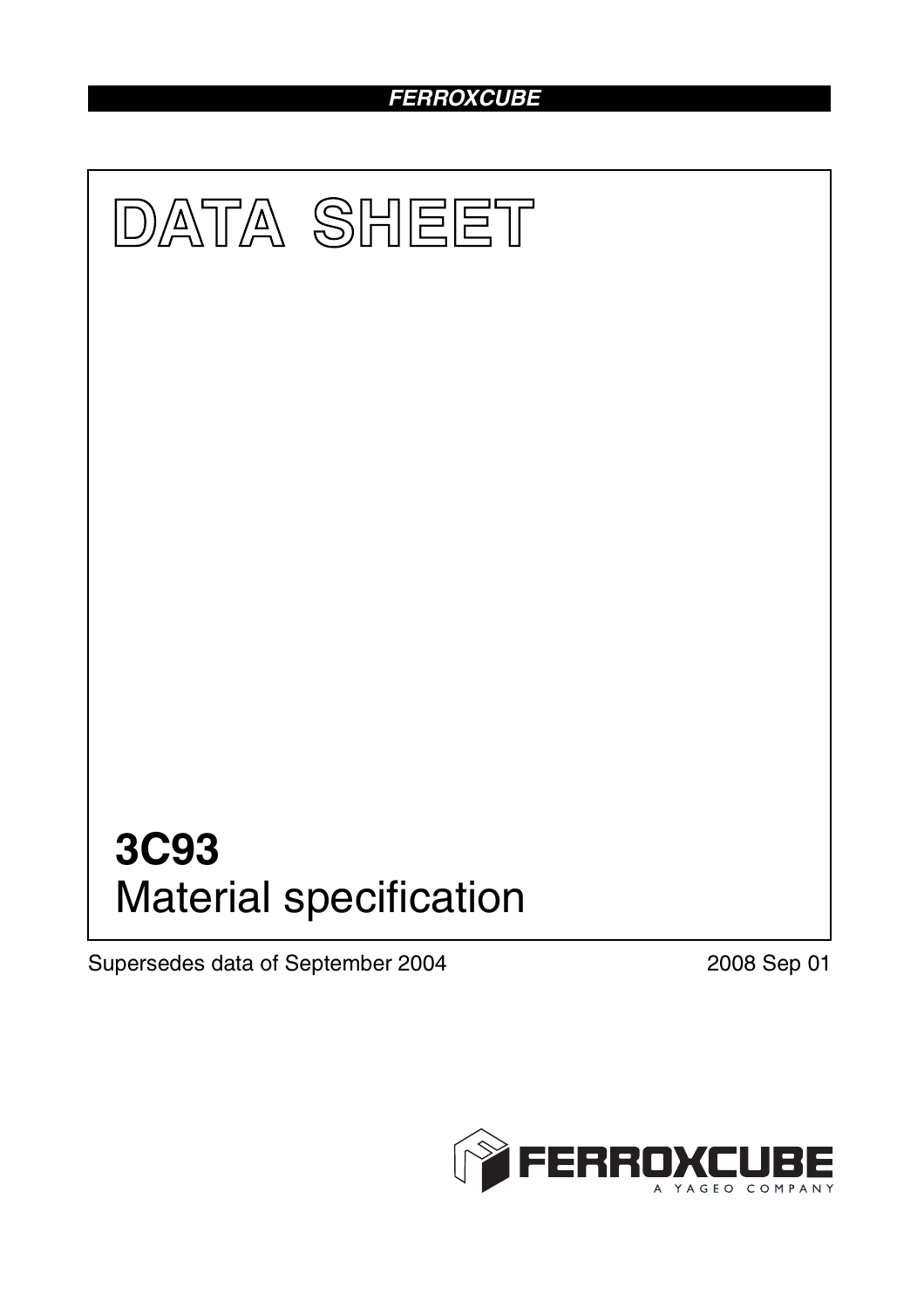FERROXCUBE

# DATA SHEET

## 3C93

Material specification

Supersedes data of September 2004

2008 Sep 01

FERROXCUBE

A YAGEO COMPANY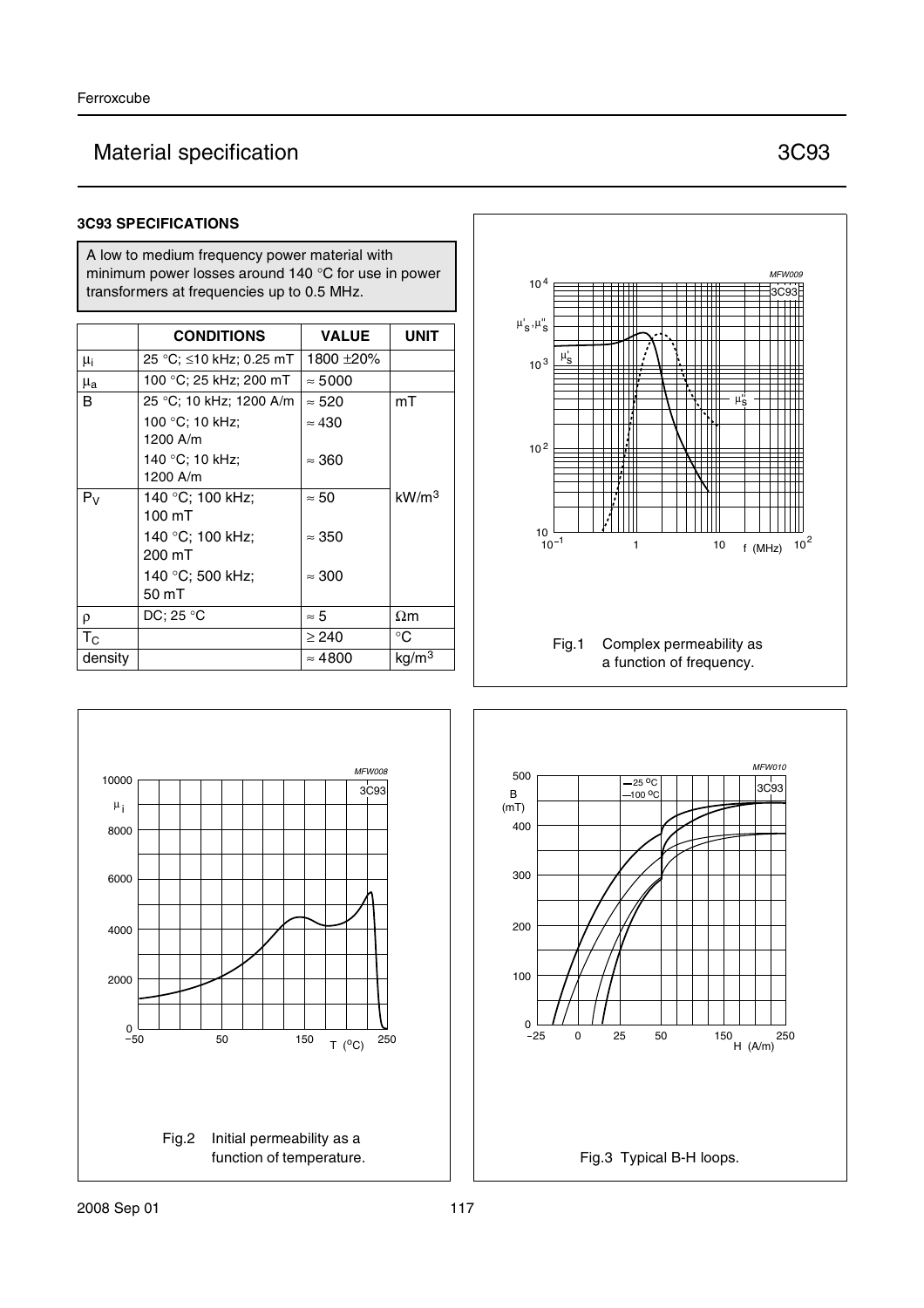# Material specification 3C93

## 3C93 SPECIFICATIONS

A low to medium frequency power material with minimum power losses around 140 °C for use in power transformers at frequencies up to 0.5 MHz.

| | CONDITIONS | VALUE | UNIT |
|---|---|---|---|
| $\mu_i$ | 25 °C; ≤10 kHz; 0.25 mT | 1800 ±20% | |
| $\mu_a$ | 100 °C; 25 kHz; 200 mT | ≈ 5000 | |
| B | 25 °C; 10 kHz; 1200 A/m | ≈ 520 | mT |
| | 100 °C; 10 kHz; 1200 A/m | ≈ 430 | |
| | 140 °C; 10 kHz; 1200 A/m | ≈ 360 | |
| $P_V$ | 140 °C; 100 kHz; 100 mT | ≈ 50 | $kW/m^3$ |
| | 140 °C; 100 kHz; 200 mT | ≈ 350 | |
| | 140 °C; 500 kHz; 50 mT | ≈ 300 | |
| ρ | DC; 25 °C | ≈ 5 | Ωm |
| $T_C$ | | ≥ 240 | °C |
| density | | ≈ 4800 | $kg/m^3$ |

Fig.1 Complex permeability as a function of frequency.

Fig.2 Initial permeability as a function of temperature.

Fig.3 Typical B-H loops.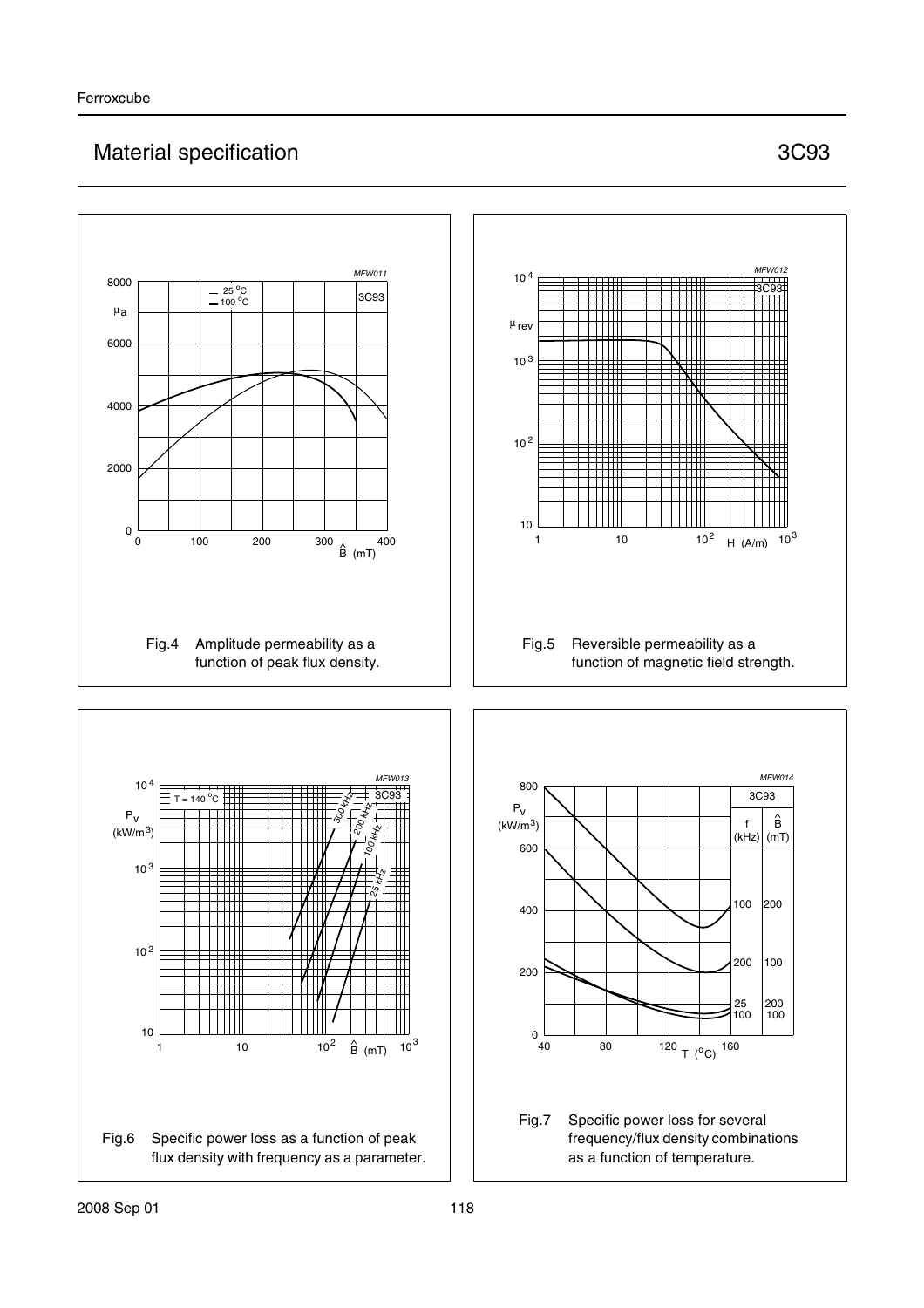## Material specification 3C93

Fig.4 Amplitude permeability as a function of peak flux density.

Fig.5 Reversible permeability as a function of magnetic field strength.

Fig.6 Specific power loss as a function of peak flux density with frequency as a parameter.

Fig.7 Specific power loss for several frequency/flux density combinations as a function of temperature.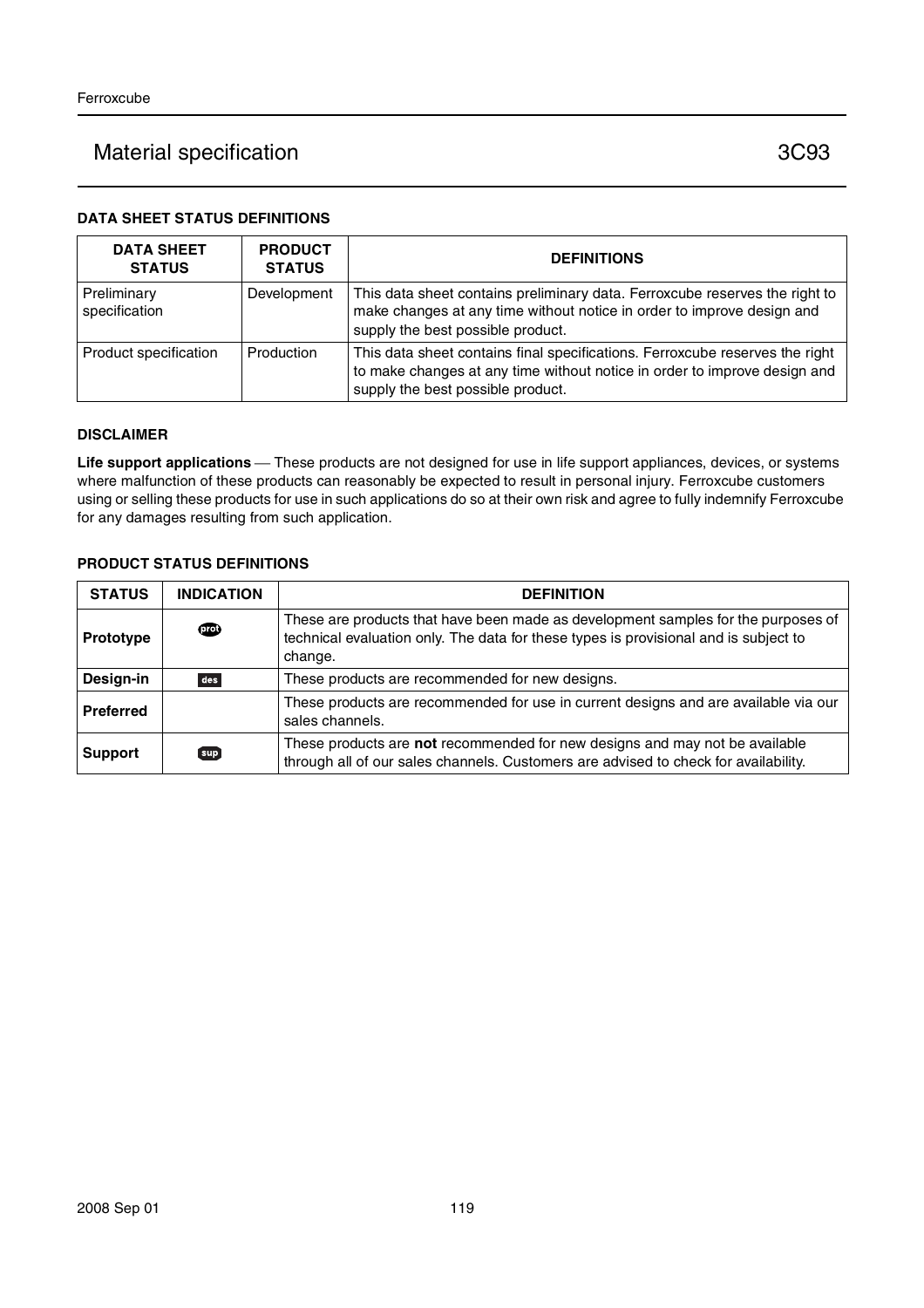## DATA SHEET STATUS DEFINITIONS

| DATA SHEET STATUS | PRODUCT STATUS | DEFINITIONS |
| --- | --- | --- |
| Preliminary specification | Development | This data sheet contains preliminary data. Ferroxcube reserves the right to make changes at any time without notice in order to improve design and supply the best possible product. |
| Product specification | Production | This data sheet contains final specifications. Ferroxcube reserves the right to make changes at any time without notice in order to improve design and supply the best possible product. |

## DISCLAIMER

**Life support applications** — These products are not designed for use in life support appliances, devices, or systems where malfunction of these products can reasonably be expected to result in personal injury. Ferroxcube customers using or selling these products for use in such applications do so at their own risk and agree to fully indemnify Ferroxcube for any damages resulting from such application.

## PRODUCT STATUS DEFINITIONS

| STATUS | INDICATION | DEFINITION |
| --- | --- | --- |
| **Prototype** | prot | These are products that have been made as development samples for the purposes of technical evaluation only. The data for these types is provisional and is subject to change. |
| **Design-in** | des | These products are recommended for new designs. |
| **Preferred** | | These products are recommended for use in current designs and are available via our sales channels. |
| **Support** | sup | These products are **not** recommended for new designs and may not be available through all of our sales channels. Customers are advised to check for availability. |